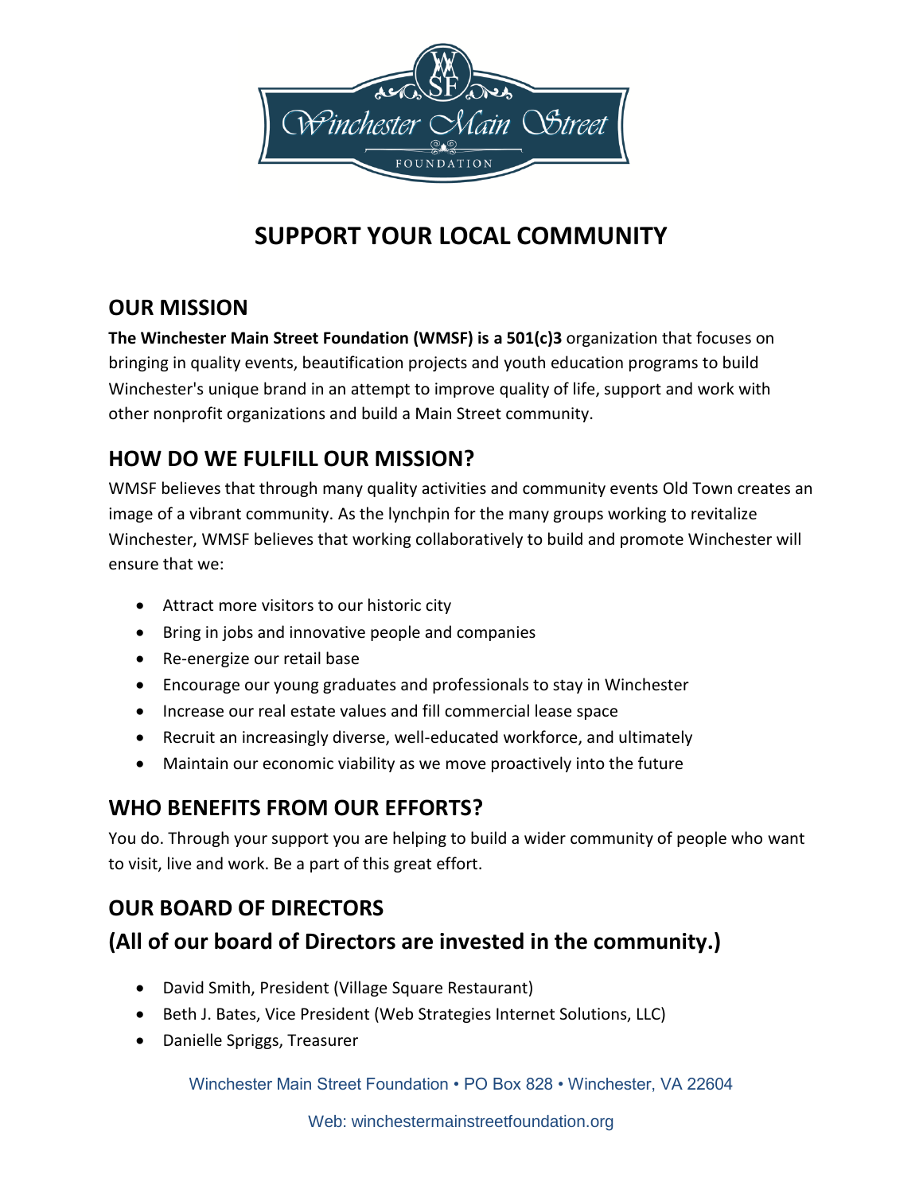# SUPPORT YOUR LOCAL COMMUNITY

## OUR MISSION

**The Winchester Main Street Foundation (WMSF) is a 501(c)3** organization that focuses on bringing in quality events, beautification projects and youth education programs to build Winchester's unique brand in an attempt to improve quality of life, support and work with other nonprofit organizations and build a Main Street community.

## HOW DO WE FULFILL OUR MISSION?

WMSF believes that through many quality activities and community events Old Town creates an image of a vibrant community. As the lynchpin for the many groups working to revitalize Winchester, WMSF believes that working collaboratively to build and promote Winchester will ensure that we:

- Attract more visitors to our historic city
- Bring in jobs and innovative people and companies
- Re-energize our retail base
- Encourage our young graduates and professionals to stay in Winchester
- Increase our real estate values and fill commercial lease space
- Recruit an increasingly diverse, well-educated workforce, and ultimately
- Maintain our economic viability as we move proactively into the future

## WHO BENEFITS FROM OUR EFFORTS?

You do. Through your support you are helping to build a wider community of people who want to visit, live and work. Be a part of this great effort.

## OUR BOARD OF DIRECTORS

## (All of our board of Directors are invested in the community.)

- David Smith, President (Village Square Restaurant)
- Beth J. Bates, Vice President (Web Strategies Internet Solutions, LLC)
- Danielle Spriggs, Treasurer

Winchester Main Street Foundation • PO Box 828 • Winchester, VA 22604

Web: winchestermainstreetfoundation.org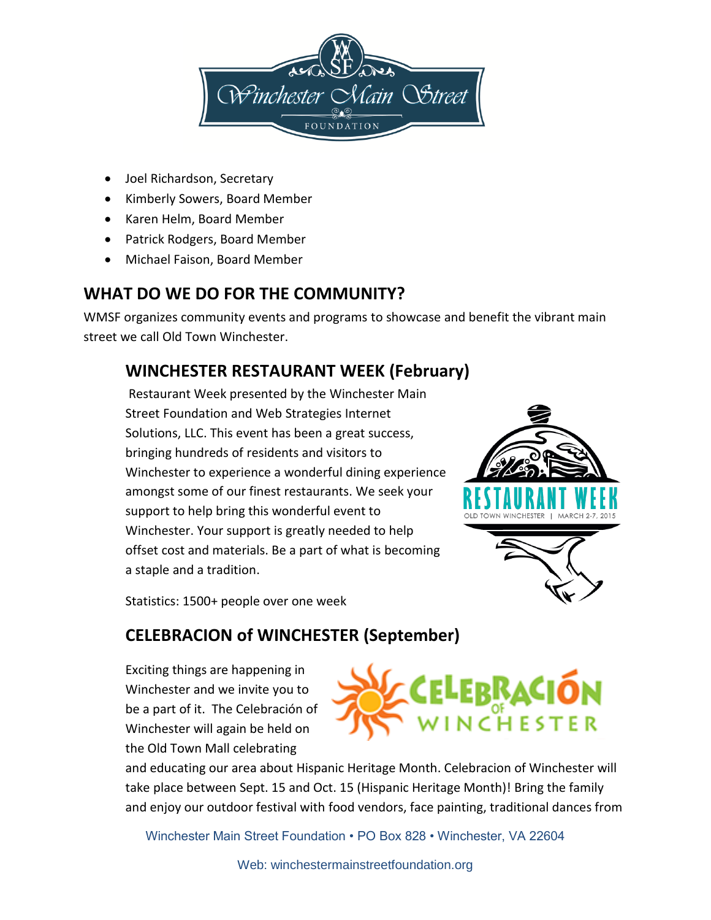- Joel Richardson, Secretary
- Kimberly Sowers, Board Member
- Karen Helm, Board Member
- Patrick Rodgers, Board Member
- Michael Faison, Board Member

## WHAT DO WE DO FOR THE COMMUNITY?

WMSF organizes community events and programs to showcase and benefit the vibrant main street we call Old Town Winchester.

### WINCHESTER RESTAURANT WEEK (February)

Restaurant Week presented by the Winchester Main Street Foundation and Web Strategies Internet Solutions, LLC. This event has been a great success, bringing hundreds of residents and visitors to Winchester to experience a wonderful dining experience amongst some of our finest restaurants. We seek your support to help bring this wonderful event to Winchester. Your support is greatly needed to help offset cost and materials. Be a part of what is becoming a staple and a tradition.

Statistics: 1500+ people over one week

### CELEBRACION of WINCHESTER (September)

Exciting things are happening in Winchester and we invite you to be a part of it. The Celebración of Winchester will again be held on the Old Town Mall celebrating and educating our area about Hispanic Heritage Month. Celebracion of Winchester will take place between Sept. 15 and Oct. 15 (Hispanic Heritage Month)! Bring the family and enjoy our outdoor festival with food vendors, face painting, traditional dances from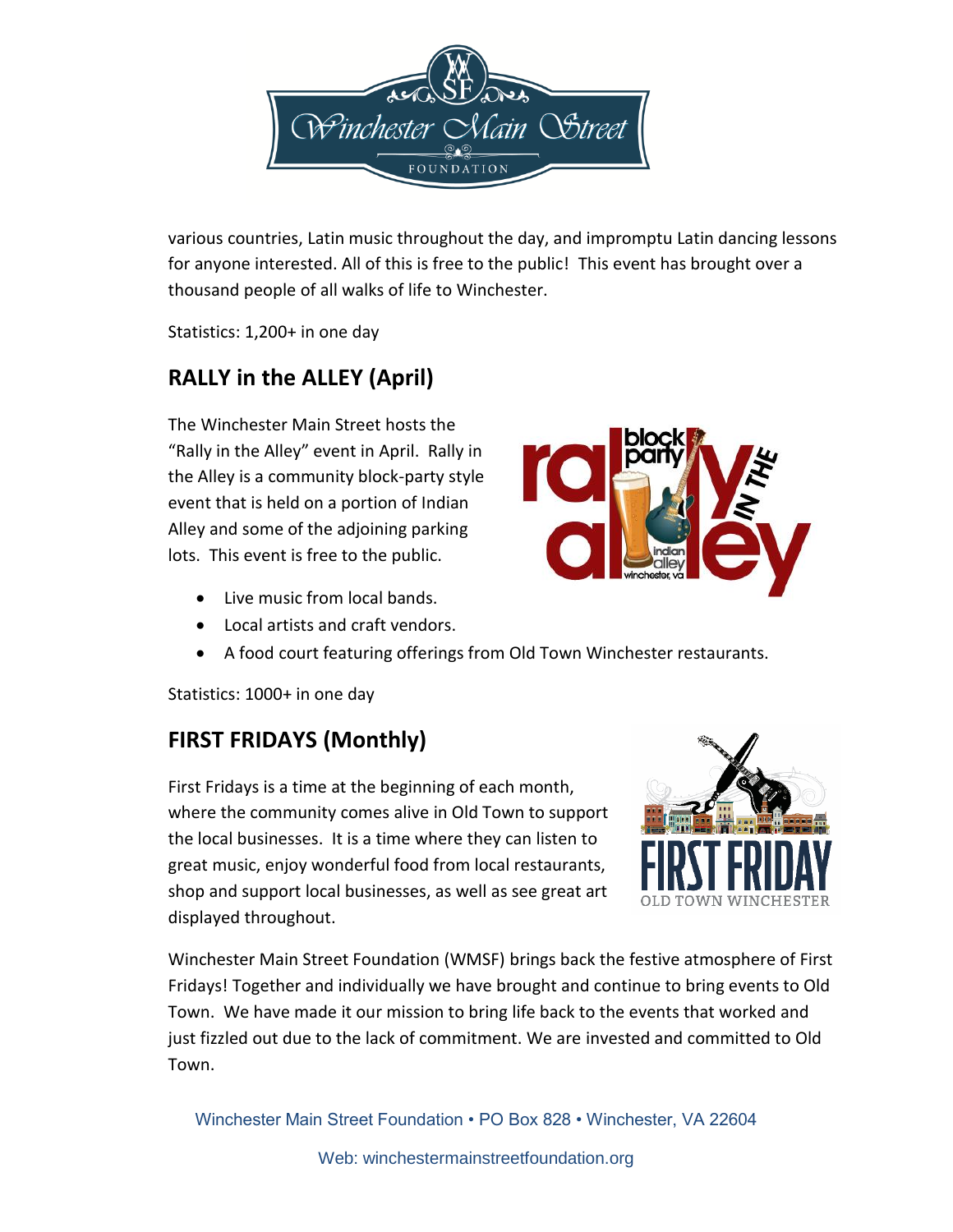various countries, Latin music throughout the day, and impromptu Latin dancing lessons for anyone interested. All of this is free to the public! This event has brought over a thousand people of all walks of life to Winchester.

Statistics: 1,200+ in one day

## RALLY in the ALLEY (April)

The Winchester Main Street hosts the "Rally in the Alley" event in April. Rally in the Alley is a community block-party style event that is held on a portion of Indian Alley and some of the adjoining parking lots. This event is free to the public.

- Live music from local bands.
- Local artists and craft vendors.
- A food court featuring offerings from Old Town Winchester restaurants.

Statistics: 1000+ in one day

## FIRST FRIDAYS (Monthly)

First Fridays is a time at the beginning of each month, where the community comes alive in Old Town to support the local businesses. It is a time where they can listen to great music, enjoy wonderful food from local restaurants, shop and support local businesses, as well as see great art displayed throughout.

Winchester Main Street Foundation (WMSF) brings back the festive atmosphere of First Fridays! Together and individually we have brought and continue to bring events to Old Town. We have made it our mission to bring life back to the events that worked and just fizzled out due to the lack of commitment. We are invested and committed to Old Town.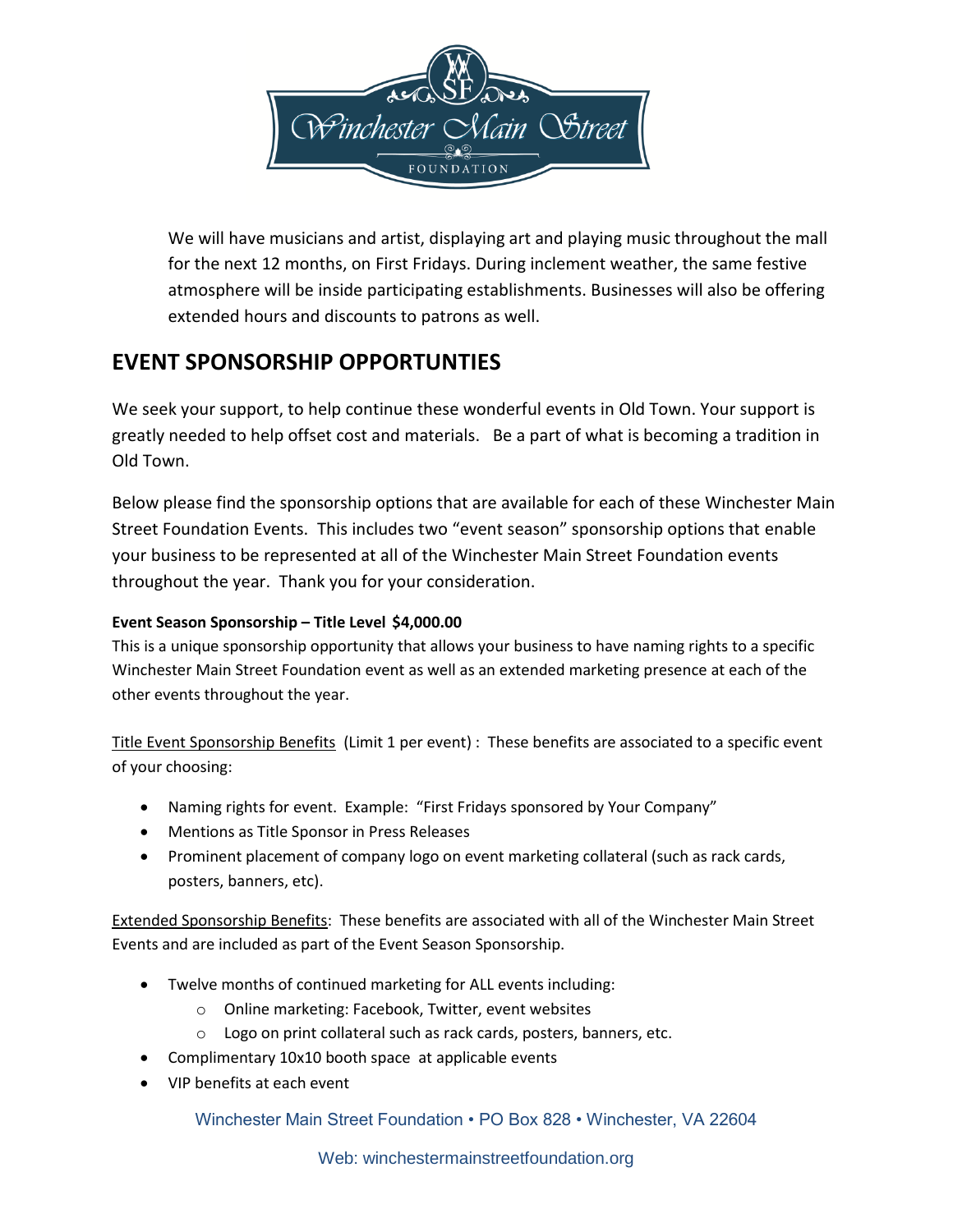We will have musicians and artist, displaying art and playing music throughout the mall for the next 12 months, on First Fridays. During inclement weather, the same festive atmosphere will be inside participating establishments. Businesses will also be offering extended hours and discounts to patrons as well.

## EVENT SPONSORSHIP OPPORTUNTIES

We seek your support, to help continue these wonderful events in Old Town. Your support is greatly needed to help offset cost and materials. Be a part of what is becoming a tradition in Old Town.

Below please find the sponsorship options that are available for each of these Winchester Main Street Foundation Events. This includes two "event season" sponsorship options that enable your business to be represented at all of the Winchester Main Street Foundation events throughout the year. Thank you for your consideration.

**Event Season Sponsorship – Title Level $4,000.00**

This is a unique sponsorship opportunity that allows your business to have naming rights to a specific Winchester Main Street Foundation event as well as an extended marketing presence at each of the other events throughout the year.

Title Event Sponsorship Benefits (Limit 1 per event) : These benefits are associated to a specific event of your choosing:

- Naming rights for event. Example: "First Fridays sponsored by Your Company"
- Mentions as Title Sponsor in Press Releases
- Prominent placement of company logo on event marketing collateral (such as rack cards, posters, banners, etc).

Extended Sponsorship Benefits: These benefits are associated with all of the Winchester Main Street Events and are included as part of the Event Season Sponsorship.

- Twelve months of continued marketing for ALL events including:
  - Online marketing: Facebook, Twitter, event websites
  - Logo on print collateral such as rack cards, posters, banners, etc.
- Complimentary 10x10 booth space at applicable events
- VIP benefits at each event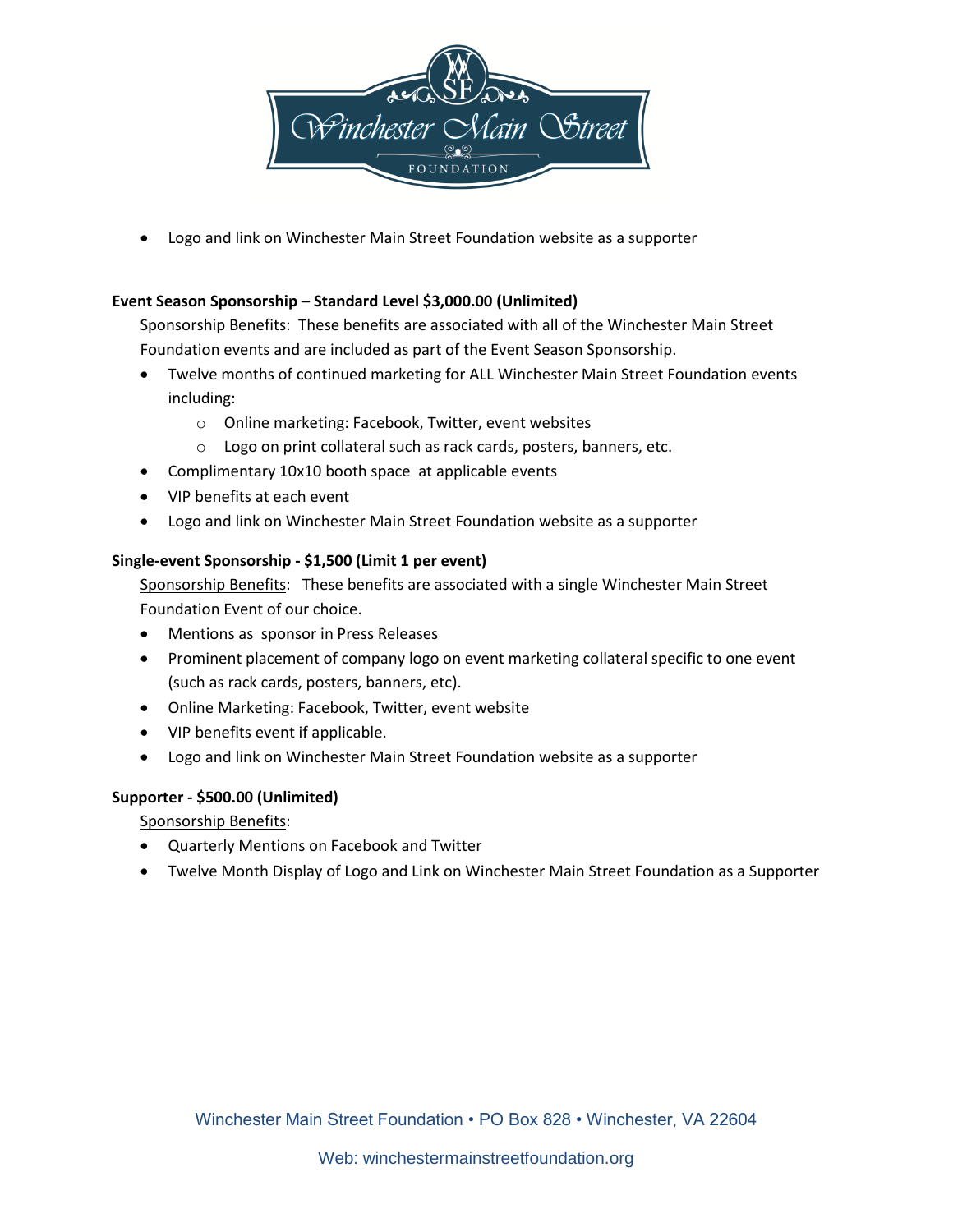- Logo and link on Winchester Main Street Foundation website as a supporter

**Event Season Sponsorship – Standard Level $3,000.00 (Unlimited)**

Sponsorship Benefits: These benefits are associated with all of the Winchester Main Street Foundation events and are included as part of the Event Season Sponsorship.

- Twelve months of continued marketing for ALL Winchester Main Street Foundation events including:
  - Online marketing: Facebook, Twitter, event websites
  - Logo on print collateral such as rack cards, posters, banners, etc.
- Complimentary 10x10 booth space at applicable events
- VIP benefits at each event
- Logo and link on Winchester Main Street Foundation website as a supporter

**Single-event Sponsorship - $1,500 (Limit 1 per event)**

Sponsorship Benefits: These benefits are associated with a single Winchester Main Street Foundation Event of our choice.

- Mentions as sponsor in Press Releases
- Prominent placement of company logo on event marketing collateral specific to one event (such as rack cards, posters, banners, etc).
- Online Marketing: Facebook, Twitter, event website
- VIP benefits event if applicable.
- Logo and link on Winchester Main Street Foundation website as a supporter

**Supporter - $500.00 (Unlimited)**

Sponsorship Benefits:

- Quarterly Mentions on Facebook and Twitter
- Twelve Month Display of Logo and Link on Winchester Main Street Foundation as a Supporter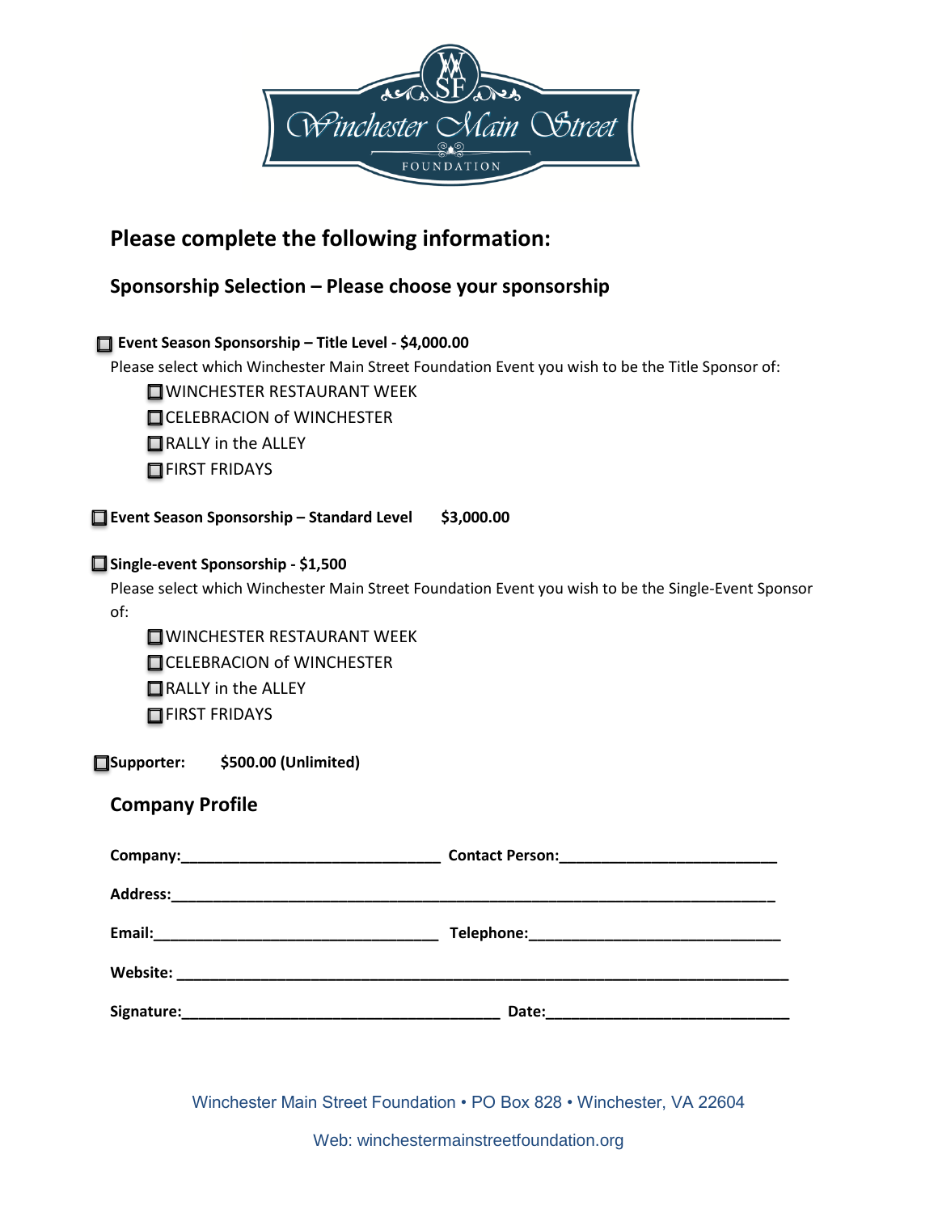## Please complete the following information:

### Sponsorship Selection – Please choose your sponsorship

☐ **Event Season Sponsorship – Title Level - $4,000.00**

Please select which Winchester Main Street Foundation Event you wish to be the Title Sponsor of:

- ☐ WINCHESTER RESTAURANT WEEK
- ☐ CELEBRACION of WINCHESTER
- ☐ RALLY in the ALLEY
- ☐ FIRST FRIDAYS

☐ **Event Season Sponsorship – Standard Level $3,000.00**

☐ **Single-event Sponsorship - $1,500**

Please select which Winchester Main Street Foundation Event you wish to be the Single-Event Sponsor of:

- ☐ WINCHESTER RESTAURANT WEEK
- ☐ CELEBRACION of WINCHESTER
- ☐ RALLY in the ALLEY
- ☐ FIRST FRIDAYS

☐ **Supporter: $500.00 (Unlimited)**

### Company Profile

**Company:**_______________________________ **Contact Person:**__________________________

**Address:**__________________________________________________________________________

**Email:**__________________________________ **Telephone:**______________________________

**Website:** __________________________________________________________________________

**Signature:**______________________________________ **Date:**_____________________________

Winchester Main Street Foundation • PO Box 828 • Winchester, VA 22604

Web: winchestermainstreetfoundation.org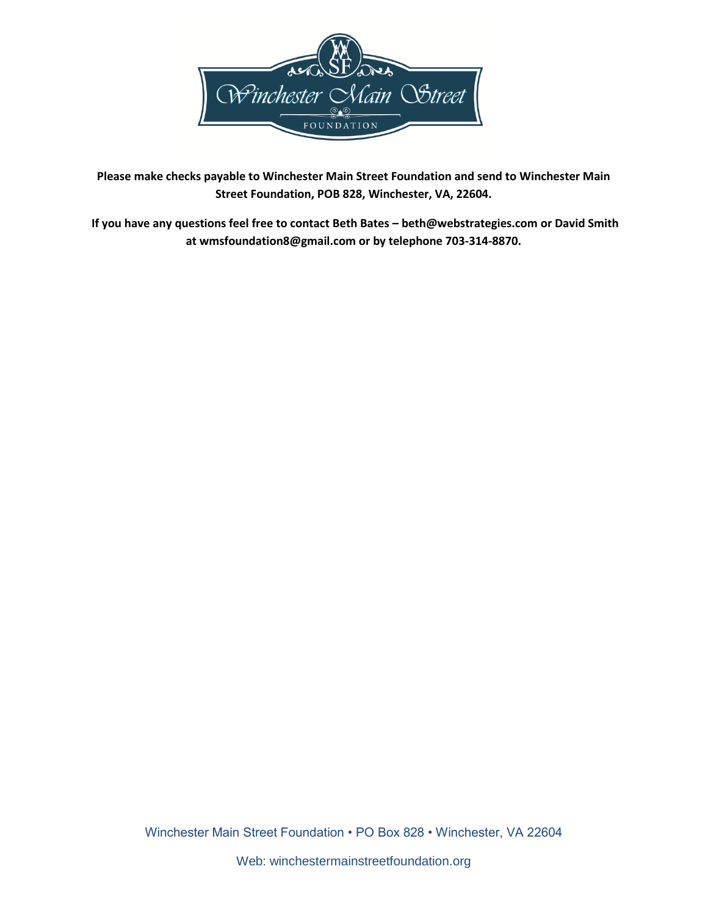**Please make checks payable to Winchester Main Street Foundation and send to Winchester Main Street Foundation, POB 828, Winchester, VA, 22604.**

**If you have any questions feel free to contact Beth Bates – beth@webstrategies.com or David Smith at wmsfoundation8@gmail.com or by telephone 703-314-8870.**

Winchester Main Street Foundation • PO Box 828 • Winchester, VA 22604

Web: winchestermainstreetfoundation.org